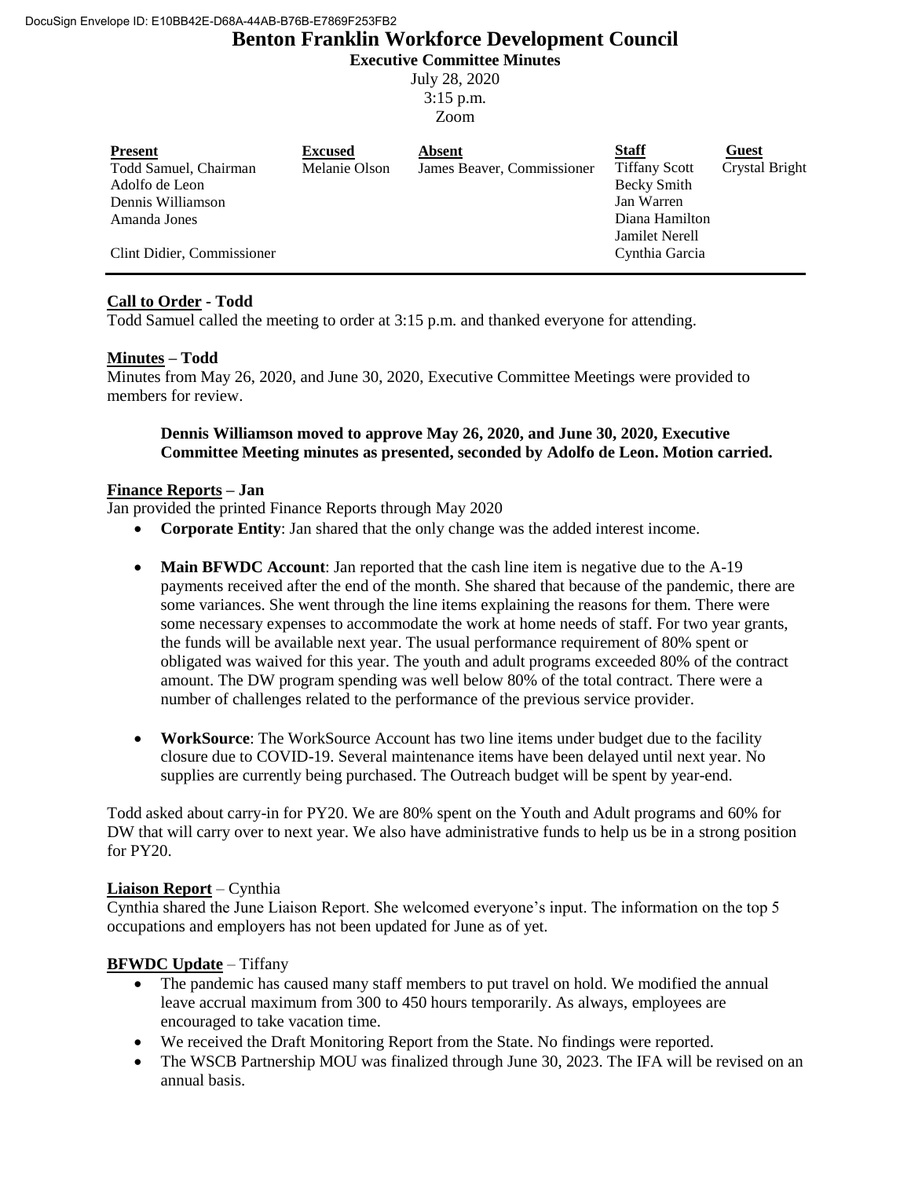DocuSign Envelope ID: E10BB42E-D68A-44AB-B76B-E7869F253FB2

# Benton Franklin Workforce Development Council

**Executive Committee Minutes**

July 28, 2020
3:15 p.m.
Zoom

| Present | Excused | Absent | Staff | Guest |
|---|---|---|---|---|
| Todd Samuel, Chairman | Melanie Olson | James Beaver, Commissioner | Tiffany Scott | Crystal Bright |
| Adolfo de Leon | | | Becky Smith | |
| Dennis Williamson | | | Jan Warren | |
| Amanda Jones | | | Diana Hamilton | |
| | | | Jamilet Nerell | |
| Clint Didier, Commissioner | | | Cynthia Garcia | |

**Call to Order - Todd**

Todd Samuel called the meeting to order at 3:15 p.m. and thanked everyone for attending.

**Minutes – Todd**

Minutes from May 26, 2020, and June 30, 2020, Executive Committee Meetings were provided to members for review.

> **Dennis Williamson moved to approve May 26, 2020, and June 30, 2020, Executive Committee Meeting minutes as presented, seconded by Adolfo de Leon. Motion carried.**

**Finance Reports – Jan**

Jan provided the printed Finance Reports through May 2020

- **Corporate Entity**: Jan shared that the only change was the added interest income.
- **Main BFWDC Account**: Jan reported that the cash line item is negative due to the A-19 payments received after the end of the month. She shared that because of the pandemic, there are some variances. She went through the line items explaining the reasons for them. There were some necessary expenses to accommodate the work at home needs of staff. For two year grants, the funds will be available next year. The usual performance requirement of 80% spent or obligated was waived for this year. The youth and adult programs exceeded 80% of the contract amount. The DW program spending was well below 80% of the total contract. There were a number of challenges related to the performance of the previous service provider.
- **WorkSource**: The WorkSource Account has two line items under budget due to the facility closure due to COVID-19. Several maintenance items have been delayed until next year. No supplies are currently being purchased. The Outreach budget will be spent by year-end.

Todd asked about carry-in for PY20. We are 80% spent on the Youth and Adult programs and 60% for DW that will carry over to next year. We also have administrative funds to help us be in a strong position for PY20.

**Liaison Report** – Cynthia

Cynthia shared the June Liaison Report. She welcomed everyone's input. The information on the top 5 occupations and employers has not been updated for June as of yet.

**BFWDC Update** – Tiffany

- The pandemic has caused many staff members to put travel on hold. We modified the annual leave accrual maximum from 300 to 450 hours temporarily. As always, employees are encouraged to take vacation time.
- We received the Draft Monitoring Report from the State. No findings were reported.
- The WSCB Partnership MOU was finalized through June 30, 2023. The IFA will be revised on an annual basis.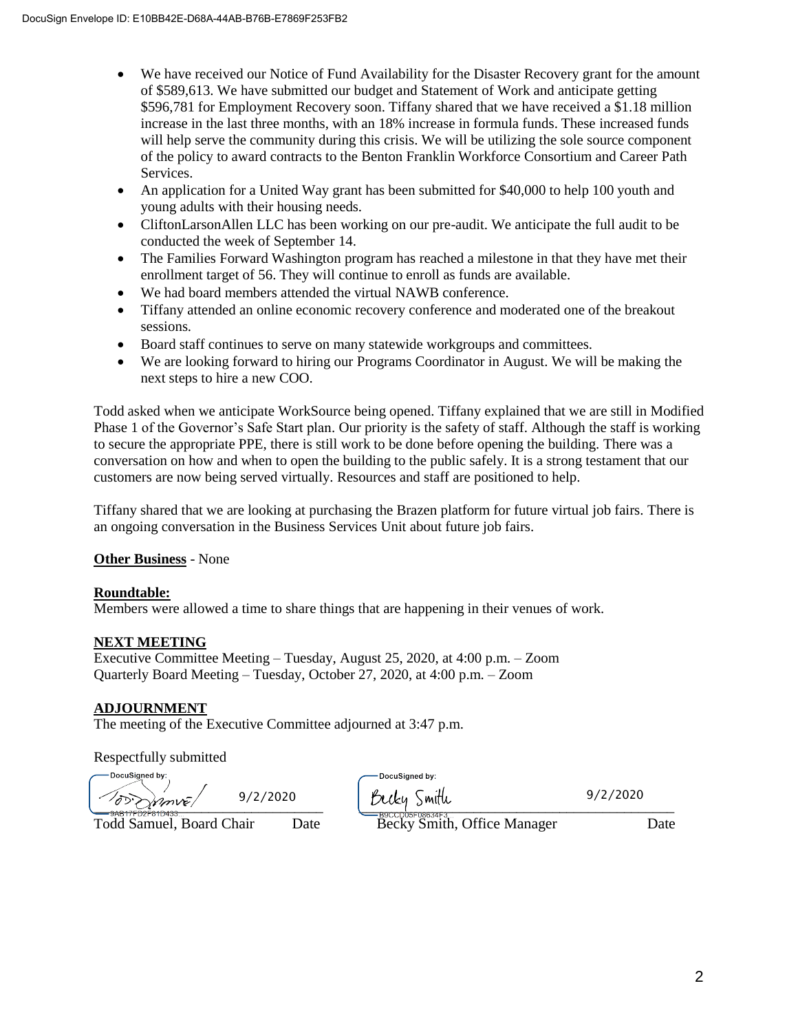- We have received our Notice of Fund Availability for the Disaster Recovery grant for the amount of $589,613. We have submitted our budget and Statement of Work and anticipate getting $596,781 for Employment Recovery soon. Tiffany shared that we have received a $1.18 million increase in the last three months, with an 18% increase in formula funds. These increased funds will help serve the community during this crisis. We will be utilizing the sole source component of the policy to award contracts to the Benton Franklin Workforce Consortium and Career Path Services.
- An application for a United Way grant has been submitted for $40,000 to help 100 youth and young adults with their housing needs.
- CliftonLarsonAllen LLC has been working on our pre-audit. We anticipate the full audit to be conducted the week of September 14.
- The Families Forward Washington program has reached a milestone in that they have met their enrollment target of 56. They will continue to enroll as funds are available.
- We had board members attended the virtual NAWB conference.
- Tiffany attended an online economic recovery conference and moderated one of the breakout sessions.
- Board staff continues to serve on many statewide workgroups and committees.
- We are looking forward to hiring our Programs Coordinator in August. We will be making the next steps to hire a new COO.

Todd asked when we anticipate WorkSource being opened. Tiffany explained that we are still in Modified Phase 1 of the Governor's Safe Start plan. Our priority is the safety of staff. Although the staff is working to secure the appropriate PPE, there is still work to be done before opening the building. There was a conversation on how and when to open the building to the public safely. It is a strong testament that our customers are now being served virtually. Resources and staff are positioned to help.

Tiffany shared that we are looking at purchasing the Brazen platform for future virtual job fairs. There is an ongoing conversation in the Business Services Unit about future job fairs.

**Other Business** - None

**Roundtable:**
Members were allowed a time to share things that are happening in their venues of work.

**NEXT MEETING**
Executive Committee Meeting – Tuesday, August 25, 2020, at 4:00 p.m. – Zoom
Quarterly Board Meeting – Tuesday, October 27, 2020, at 4:00 p.m. – Zoom

**ADJOURNMENT**
The meeting of the Executive Committee adjourned at 3:47 p.m.

Respectfully submitted

DocuSigned by: 9/2/2020
Todd Samuel, Board Chair Date

DocuSigned by: Becky Smith 9/2/2020
Becky Smith, Office Manager Date